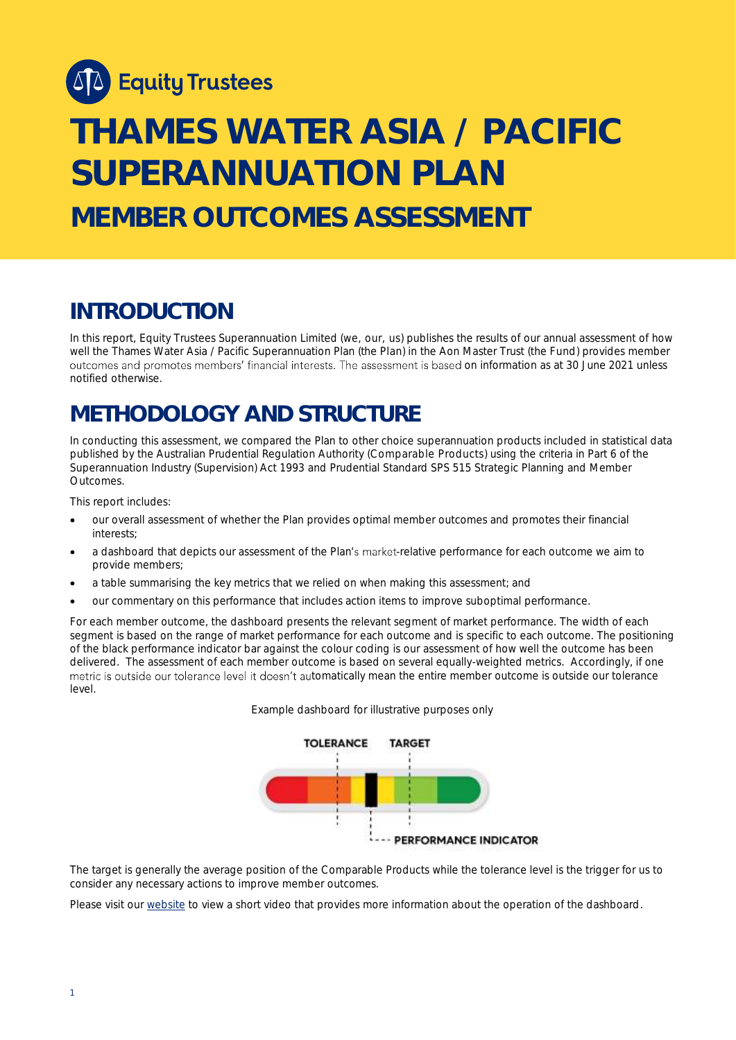Equity Trustees

# THAMES WATER ASIA / PACIFIC SUPERANNUATION PLAN

## MEMBER OUTCOMES ASSESSMENT

## INTRODUCTION

In this report, Equity Trustees Superannuation Limited (we, our, us) publishes the results of our annual assessment of how well the Thames Water Asia / Pacific Superannuation Plan (the Plan) in the Aon Master Trust (the Fund) provides member outcomes and promotes members' financial interests. The assessment is based on information as at 30 June 2021 unless notified otherwise.

## METHODOLOGY AND STRUCTURE

In conducting this assessment, we compared the Plan to other choice superannuation products included in statistical data published by the Australian Prudential Regulation Authority (Comparable Products) using the criteria in Part 6 of the Superannuation Industry (Supervision) Act 1993 and Prudential Standard SPS 515 Strategic Planning and Member Outcomes.

This report includes:

- our overall assessment of whether the Plan provides optimal member outcomes and promotes their financial interests;
- a dashboard that depicts our assessment of the Plan's market-relative performance for each outcome we aim to provide members;
- a table summarising the key metrics that we relied on when making this assessment; and
- our commentary on this performance that includes action items to improve suboptimal performance.

For each member outcome, the dashboard presents the relevant segment of market performance. The width of each segment is based on the range of market performance for each outcome and is specific to each outcome. The positioning of the black performance indicator bar against the colour coding is our assessment of how well the outcome has been delivered. The assessment of each member outcome is based on several equally-weighted metrics. Accordingly, if one metric is outside our tolerance level it doesn't automatically mean the entire member outcome is outside our tolerance level.

Example dashboard for illustrative purposes only

TOLERANCE TARGET

PERFORMANCE INDICATOR

The target is generally the average position of the Comparable Products while the tolerance level is the trigger for us to consider any necessary actions to improve member outcomes.

Please visit our website to view a short video that provides more information about the operation of the dashboard.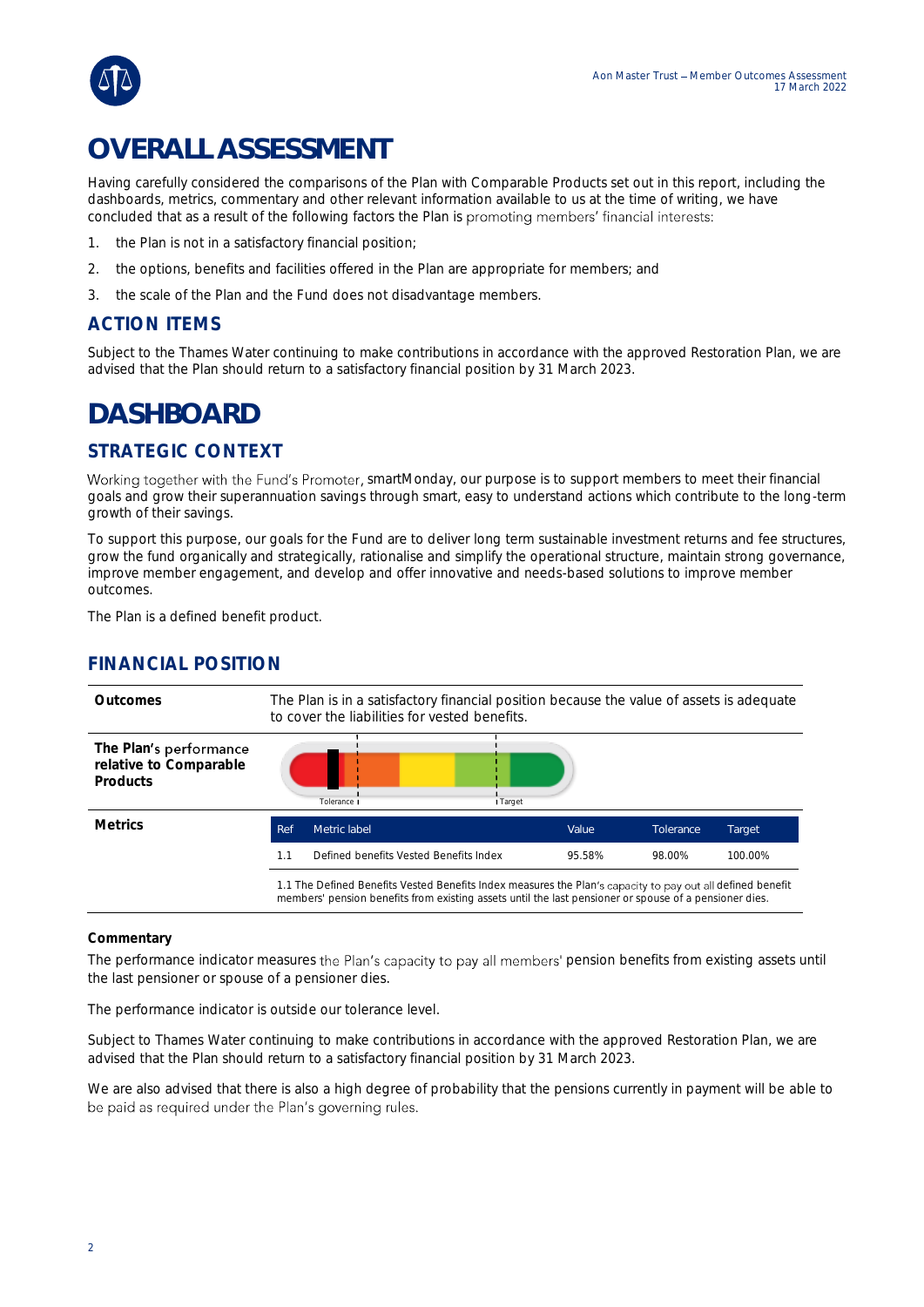# OVERALL ASSESSMENT

Having carefully considered the comparisons of the Plan with Comparable Products set out in this report, including the dashboards, metrics, commentary and other relevant information available to us at the time of writing, we have concluded that as a result of the following factors the Plan is promoting members' financial interests:

1. the Plan is not in a satisfactory financial position;
2. the options, benefits and facilities offered in the Plan are appropriate for members; and
3. the scale of the Plan and the Fund does not disadvantage members.

## ACTION ITEMS

Subject to the Thames Water continuing to make contributions in accordance with the approved Restoration Plan, we are advised that the Plan should return to a satisfactory financial position by 31 March 2023.

# DASHBOARD

## STRATEGIC CONTEXT

Working together with the Fund's Promoter, smartMonday, our purpose is to support members to meet their financial goals and grow their superannuation savings through smart, easy to understand actions which contribute to the long-term growth of their savings.

To support this purpose, our goals for the Fund are to deliver long term sustainable investment returns and fee structures, grow the fund organically and strategically, rationalise and simplify the operational structure, maintain strong governance, improve member engagement, and develop and offer innovative and needs-based solutions to improve member outcomes.

The Plan is a defined benefit product.

## FINANCIAL POSITION

**Outcomes**

The Plan is in a satisfactory financial position because the value of assets is adequate to cover the liabilities for vested benefits.

**The Plan's performance relative to Comparable Products**

Tolerance | Target

**Metrics**

| Ref | Metric label | Value | Tolerance | Target |
|---|---|---|---|---|
| 1.1 | Defined benefits Vested Benefits Index | 95.58% | 98.00% | 100.00% |

1.1 The Defined Benefits Vested Benefits Index measures the Plan's capacity to pay out all defined benefit members' pension benefits from existing assets until the last pensioner or spouse of a pensioner dies.

**Commentary**

The performance indicator measures the Plan's capacity to pay all members' pension benefits from existing assets until the last pensioner or spouse of a pensioner dies.

The performance indicator is outside our tolerance level.

Subject to Thames Water continuing to make contributions in accordance with the approved Restoration Plan, we are advised that the Plan should return to a satisfactory financial position by 31 March 2023.

We are also advised that there is also a high degree of probability that the pensions currently in payment will be able to be paid as required under the Plan's governing rules.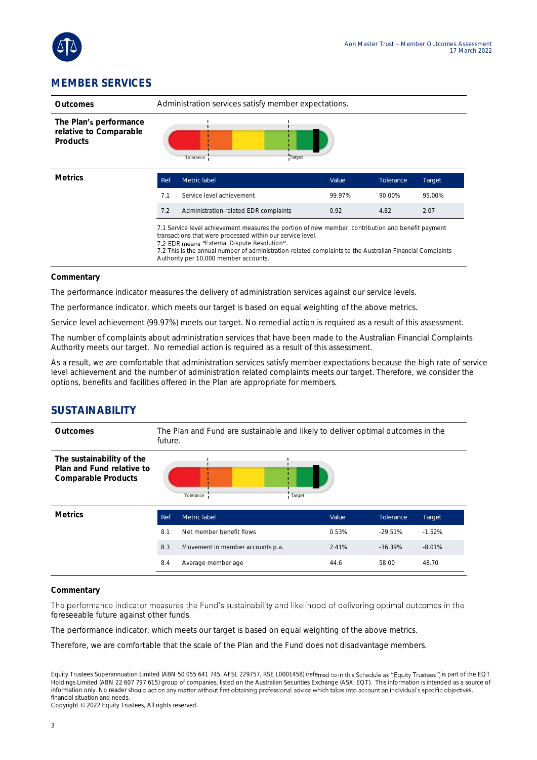## MEMBER SERVICES

| | |
|---|---|
| **Outcomes** | Administration services satisfy member expectations. |
| **The Plan's performance relative to Comparable Products** | Tolerance Target |

**Metrics**

| Ref | Metric label | Value | Tolerance | Target |
|---|---|---|---|---|
| 7.1 | Service level achievement | 99.97% | 90.00% | 95.00% |
| 7.2 | Administration-related EDR complaints | 0.92 | 4.82 | 2.07 |

7.1 Service level achievement measures the portion of new member, contribution and benefit payment transactions that were processed within our service level.
7.2 EDR means "External Dispute Resolution".
7.2 This is the annual number of administration-related complaints to the Australian Financial Complaints Authority per 10,000 member accounts.

**Commentary**

The performance indicator measures the delivery of administration services against our service levels.

The performance indicator, which meets our target is based on equal weighting of the above metrics.

Service level achievement (99.97%) meets our target. No remedial action is required as a result of this assessment.

The number of complaints about administration services that have been made to the Australian Financial Complaints Authority meets our target. No remedial action is required as a result of this assessment.

As a result, we are comfortable that administration services satisfy member expectations because the high rate of service level achievement and the number of administration related complaints meets our target. Therefore, we consider the options, benefits and facilities offered in the Plan are appropriate for members.

## SUSTAINABILITY

| | |
|---|---|
| **Outcomes** | The Plan and Fund are sustainable and likely to deliver optimal outcomes in the future. |
| **The sustainability of the Plan and Fund relative to Comparable Products** | Tolerance Target |

**Metrics**

| Ref | Metric label | Value | Tolerance | Target |
|---|---|---|---|---|
| 8.1 | Net member benefit flows | 0.53% | -29.51% | -1.52% |
| 8.3 | Movement in member accounts p.a. | 2.41% | -36.39% | -8.01% |
| 8.4 | Average member age | 44.6 | 58.00 | 48.70 |

**Commentary**

The performance indicator measures the Fund's sustainability and likelihood of delivering optimal outcomes in the foreseeable future against other funds.

The performance indicator, which meets our target is based on equal weighting of the above metrics.

Therefore, we are comfortable that the scale of the Plan and the Fund does not disadvantage members.

Equity Trustees Superannuation Limited (ABN 50 055 641 745, AFSL 229757, RSE L0001458) (referred to in this Schedule as "Equity Trustees") is part of the EQT Holdings Limited (ABN 22 607 797 615) group of companies, listed on the Australian Securities Exchange (ASX: EQT). This information is intended as a source of information only. No reader should act on any matter without first obtaining professional advice which takes into account an individual's specific objectives, financial situation and needs.
Copyright © 2022 Equity Trustees, All rights reserved.